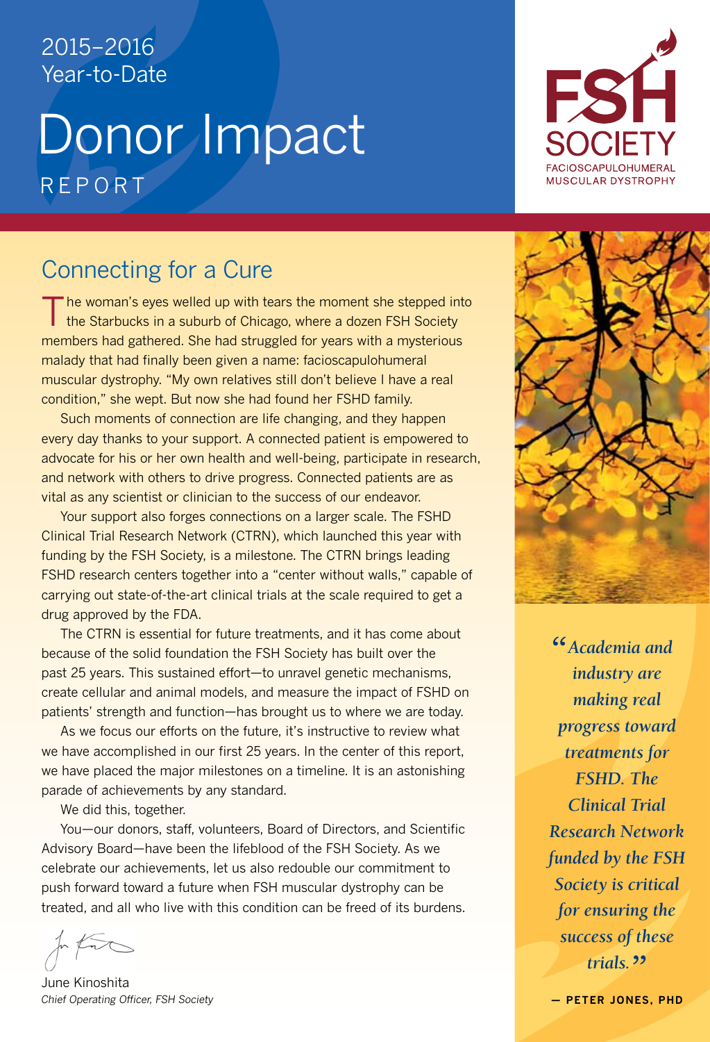2015–2016 Year-to-Date

# Donor Impact

REPORT

FSH SOCIETY
FACIOSCAPULOHUMERAL MUSCULAR DYSTROPHY

## Connecting for a Cure

The woman's eyes welled up with tears the moment she stepped into the Starbucks in a suburb of Chicago, where a dozen FSH Society members had gathered. She had struggled for years with a mysterious malady that had finally been given a name: facioscapulohumeral muscular dystrophy. "My own relatives still don't believe I have a real condition," she wept. But now she had found her FSHD family.

Such moments of connection are life changing, and they happen every day thanks to your support. A connected patient is empowered to advocate for his or her own health and well-being, participate in research, and network with others to drive progress. Connected patients are as vital as any scientist or clinician to the success of our endeavor.

Your support also forges connections on a larger scale. The FSHD Clinical Trial Research Network (CTRN), which launched this year with funding by the FSH Society, is a milestone. The CTRN brings leading FSHD research centers together into a "center without walls," capable of carrying out state-of-the-art clinical trials at the scale required to get a drug approved by the FDA.

The CTRN is essential for future treatments, and it has come about because of the solid foundation the FSH Society has built over the past 25 years. This sustained effort—to unravel genetic mechanisms, create cellular and animal models, and measure the impact of FSHD on patients' strength and function—has brought us to where we are today.

As we focus our efforts on the future, it's instructive to review what we have accomplished in our first 25 years. In the center of this report, we have placed the major milestones on a timeline. It is an astonishing parade of achievements by any standard.

We did this, together.

You—our donors, staff, volunteers, Board of Directors, and Scientific Advisory Board—have been the lifeblood of the FSH Society. As we celebrate our achievements, let us also redouble our commitment to push forward toward a future when FSH muscular dystrophy can be treated, and all who live with this condition can be freed of its burdens.

June Kinoshita
*Chief Operating Officer, FSH Society*

> *"Academia and industry are making real progress toward treatments for FSHD. The Clinical Trial Research Network funded by the FSH Society is critical for ensuring the success of these trials."*
>
> **— PETER JONES, PHD**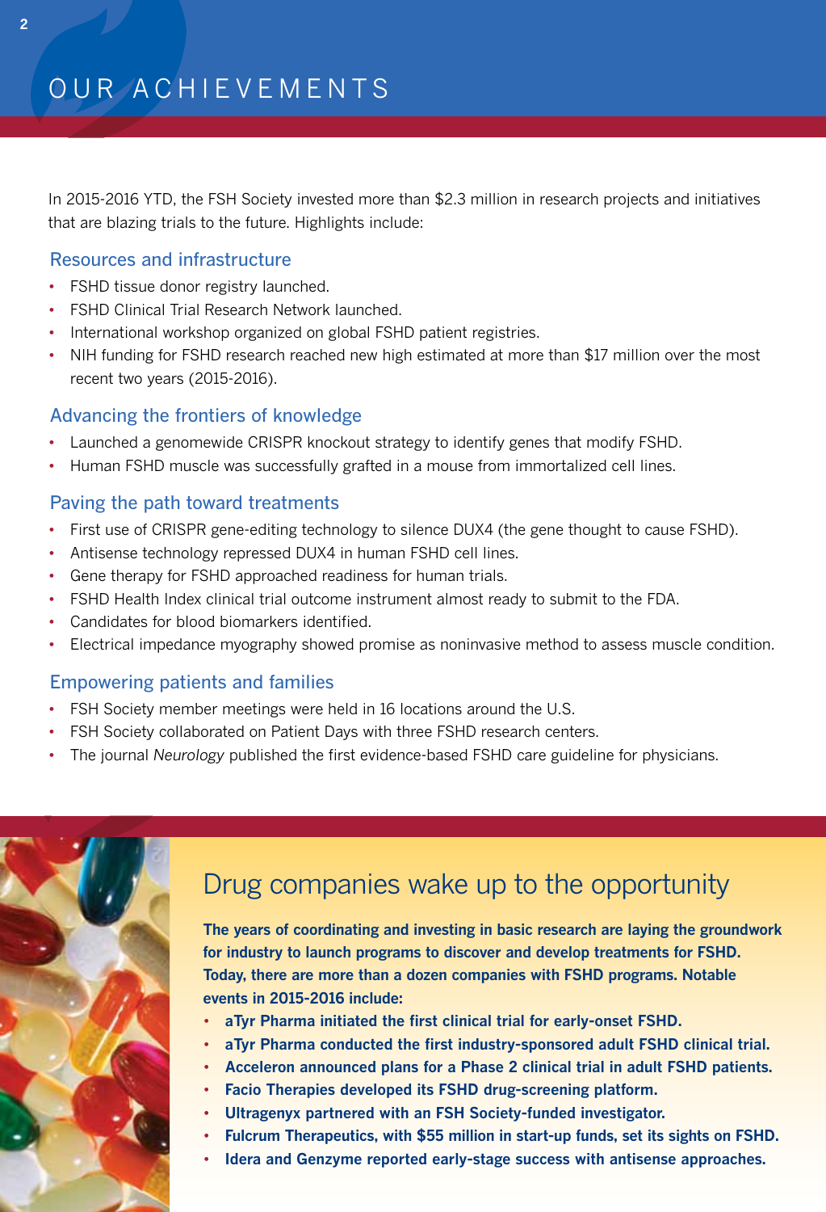# OUR ACHIEVEMENTS

In 2015-2016 YTD, the FSH Society invested more than $2.3 million in research projects and initiatives that are blazing trials to the future. Highlights include:

## Resources and infrastructure

- FSHD tissue donor registry launched.
- FSHD Clinical Trial Research Network launched.
- International workshop organized on global FSHD patient registries.
- NIH funding for FSHD research reached new high estimated at more than $17 million over the most recent two years (2015-2016).

## Advancing the frontiers of knowledge

- Launched a genomewide CRISPR knockout strategy to identify genes that modify FSHD.
- Human FSHD muscle was successfully grafted in a mouse from immortalized cell lines.

## Paving the path toward treatments

- First use of CRISPR gene-editing technology to silence DUX4 (the gene thought to cause FSHD).
- Antisense technology repressed DUX4 in human FSHD cell lines.
- Gene therapy for FSHD approached readiness for human trials.
- FSHD Health Index clinical trial outcome instrument almost ready to submit to the FDA.
- Candidates for blood biomarkers identified.
- Electrical impedance myography showed promise as noninvasive method to assess muscle condition.

## Empowering patients and families

- FSH Society member meetings were held in 16 locations around the U.S.
- FSH Society collaborated on Patient Days with three FSHD research centers.
- The journal *Neurology* published the first evidence-based FSHD care guideline for physicians.

## Drug companies wake up to the opportunity

**The years of coordinating and investing in basic research are laying the groundwork for industry to launch programs to discover and develop treatments for FSHD. Today, there are more than a dozen companies with FSHD programs. Notable events in 2015-2016 include:**

- **aTyr Pharma initiated the first clinical trial for early-onset FSHD.**
- **aTyr Pharma conducted the first industry-sponsored adult FSHD clinical trial.**
- **Acceleron announced plans for a Phase 2 clinical trial in adult FSHD patients.**
- **Facio Therapies developed its FSHD drug-screening platform.**
- **Ultragenyx partnered with an FSH Society-funded investigator.**
- **Fulcrum Therapeutics, with $55 million in start-up funds, set its sights on FSHD.**
- **Idera and Genzyme reported early-stage success with antisense approaches.**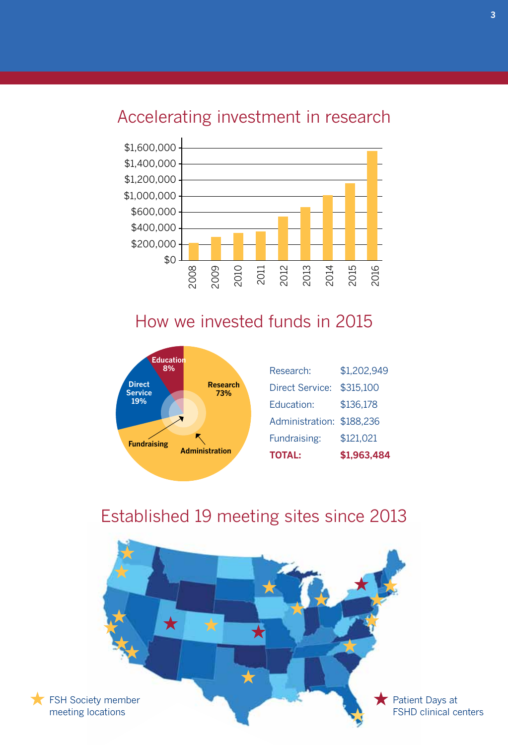## Accelerating investment in research

## How we invested funds in 2015

| | |
|---|---|
| Research: | $1,202,949 |
| Direct Service: | $315,100 |
| Education: | $136,178 |
| Administration: | $188,236 |
| Fundraising: | $121,021 |
| **TOTAL:** | **$1,963,484** |

## Established 19 meeting sites since 2013

FSH Society member meeting locations

Patient Days at FSHD clinical centers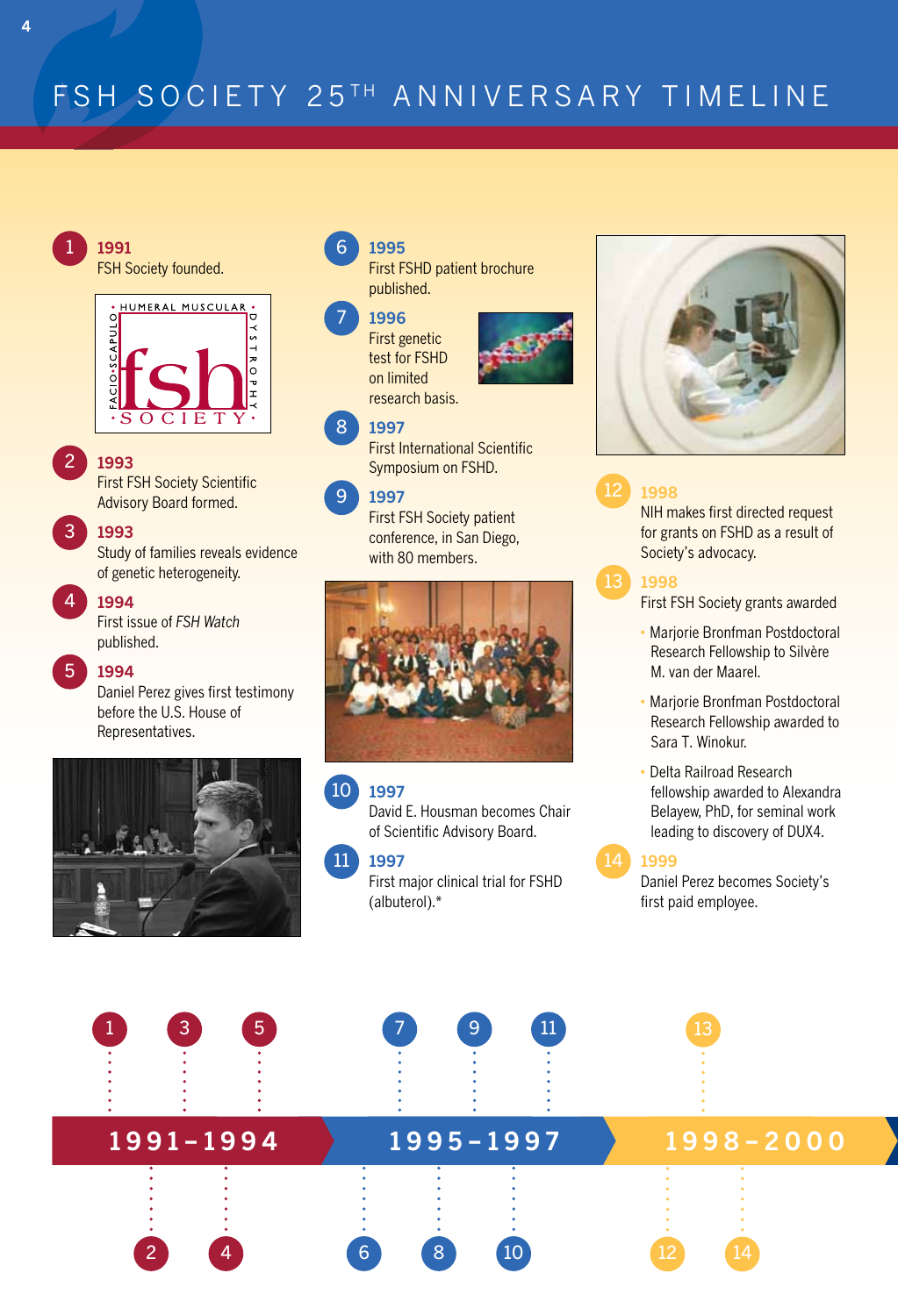# FSH SOCIETY 25TH ANNIVERSARY TIMELINE

**1** **1991**
FSH Society founded.

**2** **1993**
First FSH Society Scientific Advisory Board formed.

**3** **1993**
Study of families reveals evidence of genetic heterogeneity.

**4** **1994**
First issue of *FSH Watch* published.

**5** **1994**
Daniel Perez gives first testimony before the U.S. House of Representatives.

**6** **1995**
First FSHD patient brochure published.

**7** **1996**
First genetic test for FSHD on limited research basis.

**8** **1997**
First International Scientific Symposium on FSHD.

**9** **1997**
First FSH Society patient conference, in San Diego, with 80 members.

**10** **1997**
David E. Housman becomes Chair of Scientific Advisory Board.

**11** **1997**
First major clinical trial for FSHD (albuterol).*

**12** **1998**
NIH makes first directed request for grants on FSHD as a result of Society's advocacy.

**13** **1998**
First FSH Society grants awarded

- Marjorie Bronfman Postdoctoral Research Fellowship to Silvère M. van der Maarel.
- Marjorie Bronfman Postdoctoral Research Fellowship awarded to Sara T. Winokur.
- Delta Railroad Research fellowship awarded to Alexandra Belayew, PhD, for seminal work leading to discovery of DUX4.

**14** **1999**
Daniel Perez becomes Society's first paid employee.

**1991–1994** | **1995–1997** | **1998–2000**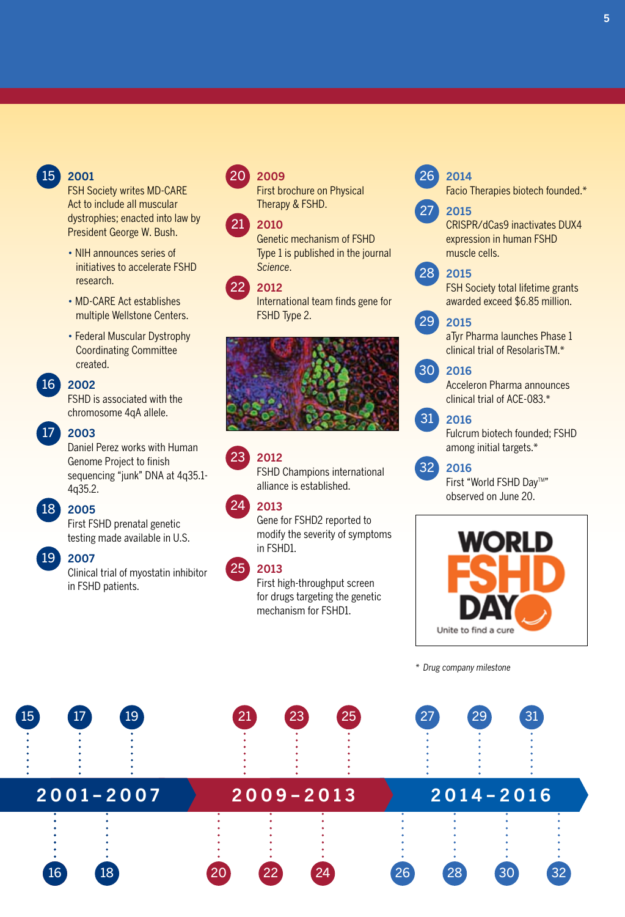**15** **2001**
FSH Society writes MD-CARE Act to include all muscular dystrophies; enacted into law by President George W. Bush.

- NIH announces series of initiatives to accelerate FSHD research.
- MD-CARE Act establishes multiple Wellstone Centers.
- Federal Muscular Dystrophy Coordinating Committee created.

**16** **2002**
FSHD is associated with the chromosome 4qA allele.

**17** **2003**
Daniel Perez works with Human Genome Project to finish sequencing "junk" DNA at 4q35.1-4q35.2.

**18** **2005**
First FSHD prenatal genetic testing made available in U.S.

**19** **2007**
Clinical trial of myostatin inhibitor in FSHD patients.

**20** **2009**
First brochure on Physical Therapy & FSHD.

**21** **2010**
Genetic mechanism of FSHD Type 1 is published in the journal *Science*.

**22** **2012**
International team finds gene for FSHD Type 2.

**23** **2012**
FSHD Champions international alliance is established.

**24** **2013**
Gene for FSHD2 reported to modify the severity of symptoms in FSHD1.

**25** **2013**
First high-throughput screen for drugs targeting the genetic mechanism for FSHD1.

**26** **2014**
Facio Therapies biotech founded.*

**27** **2015**
CRISPR/dCas9 inactivates DUX4 expression in human FSHD muscle cells.

**28** **2015**
FSH Society total lifetime grants awarded exceed $6.85 million.

**29** **2015**
aTyr Pharma launches Phase 1 clinical trial of ResolarisTM.*

**30** **2016**
Acceleron Pharma announces clinical trial of ACE-083.*

**31** **2016**
Fulcrum biotech founded; FSHD among initial targets.*

**32** **2016**
First "World FSHD Day™" observed on June 20.

WORLD FSHD DAY
Unite to find a cure

*\* Drug company milestone*

**2001–2007** | **2009–2013** | **2014–2016**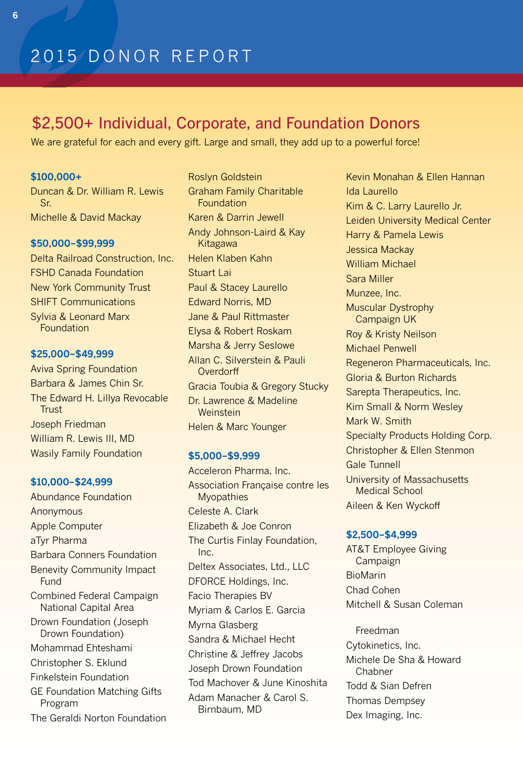# 2015 DONOR REPORT

## $2,500+ Individual, Corporate, and Foundation Donors

We are grateful for each and every gift. Large and small, they add up to a powerful force!

### $100,000+

Duncan & Dr. William R. Lewis Sr.
Michelle & David Mackay

### $50,000–$99,999

Delta Railroad Construction, Inc.
FSHD Canada Foundation
New York Community Trust
SHIFT Communications
Sylvia & Leonard Marx Foundation

### $25,000–$49,999

Aviva Spring Foundation
Barbara & James Chin Sr.
The Edward H. Lillya Revocable Trust
Joseph Friedman
William R. Lewis III, MD
Wasily Family Foundation

### $10,000–$24,999

Abundance Foundation
Anonymous
Apple Computer
aTyr Pharma
Barbara Conners Foundation
Benevity Community Impact Fund
Combined Federal Campaign National Capital Area
Drown Foundation (Joseph Drown Foundation)
Mohammad Ehteshami
Christopher S. Eklund
Finkelstein Foundation
GE Foundation Matching Gifts Program
The Geraldi Norton Foundation
Roslyn Goldstein
Graham Family Charitable Foundation
Karen & Darrin Jewell
Andy Johnson-Laird & Kay Kitagawa
Helen Klaben Kahn
Stuart Lai
Paul & Stacey Laurello
Edward Norris, MD
Jane & Paul Rittmaster
Elysa & Robert Roskam
Marsha & Jerry Seslowe
Allan C. Silverstein & Pauli Overdorff
Gracia Toubia & Gregory Stucky
Dr. Lawrence & Madeline Weinstein
Helen & Marc Younger

### $5,000–$9,999

Acceleron Pharma, Inc.
Association Française contre les Myopathies
Celeste A. Clark
Elizabeth & Joe Conron
The Curtis Finlay Foundation, Inc.
Deltex Associates, Ltd., LLC
DFORCE Holdings, Inc.
Facio Therapies BV
Myriam & Carlos E. Garcia
Myrna Glasberg
Sandra & Michael Hecht
Christine & Jeffrey Jacobs
Joseph Drown Foundation
Tod Machover & June Kinoshita
Adam Manacher & Carol S. Birnbaum, MD
Kevin Monahan & Ellen Hannan
Ida Laurello
Kim & C. Larry Laurello Jr.
Leiden University Medical Center
Harry & Pamela Lewis
Jessica Mackay
William Michael
Sara Miller
Munzee, Inc.
Muscular Dystrophy Campaign UK
Roy & Kristy Neilson
Michael Penwell
Regeneron Pharmaceuticals, Inc.
Gloria & Burton Richards
Sarepta Therapeutics, Inc.
Kim Small & Norm Wesley
Mark W. Smith
Specialty Products Holding Corp.
Christopher & Ellen Stenmon
Gale Tunnell
University of Massachusetts Medical School
Aileen & Ken Wyckoff

### $2,500–$4,999

AT&T Employee Giving Campaign
BioMarin
Chad Cohen
Mitchell & Susan Coleman

Freedman
Cytokinetics, Inc.
Michele De Sha & Howard Chabner
Todd & Sian Defren
Thomas Dempsey
Dex Imaging, Inc.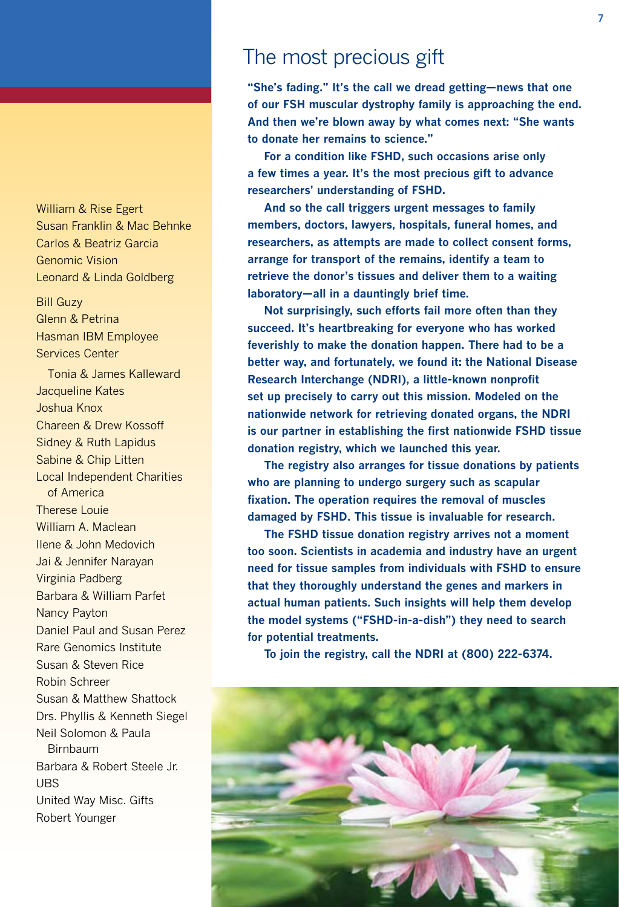William & Rise Egert
Susan Franklin & Mac Behnke
Carlos & Beatriz Garcia
Genomic Vision
Leonard & Linda Goldberg
Bill Guzy
Glenn & Petrina
Hasman IBM Employee Services Center
Tonia & James Kalleward
Jacqueline Kates
Joshua Knox
Chareen & Drew Kossoff
Sidney & Ruth Lapidus
Sabine & Chip Litten
Local Independent Charities of America
Therese Louie
William A. Maclean
Ilene & John Medovich
Jai & Jennifer Narayan
Virginia Padberg
Barbara & William Parfet
Nancy Payton
Daniel Paul and Susan Perez
Rare Genomics Institute
Susan & Steven Rice
Robin Schreer
Susan & Matthew Shattock
Drs. Phyllis & Kenneth Siegel
Neil Solomon & Paula Birnbaum
Barbara & Robert Steele Jr.
UBS
United Way Misc. Gifts
Robert Younger

# The most precious gift

**"She's fading." It's the call we dread getting—news that one of our FSH muscular dystrophy family is approaching the end. And then we're blown away by what comes next: "She wants to donate her remains to science."**

**For a condition like FSHD, such occasions arise only a few times a year. It's the most precious gift to advance researchers' understanding of FSHD.**

**And so the call triggers urgent messages to family members, doctors, lawyers, hospitals, funeral homes, and researchers, as attempts are made to collect consent forms, arrange for transport of the remains, identify a team to retrieve the donor's tissues and deliver them to a waiting laboratory—all in a dauntingly brief time.**

**Not surprisingly, such efforts fail more often than they succeed. It's heartbreaking for everyone who has worked feverishly to make the donation happen. There had to be a better way, and fortunately, we found it: the National Disease Research Interchange (NDRI), a little-known nonprofit set up precisely to carry out this mission. Modeled on the nationwide network for retrieving donated organs, the NDRI is our partner in establishing the first nationwide FSHD tissue donation registry, which we launched this year.**

**The registry also arranges for tissue donations by patients who are planning to undergo surgery such as scapular fixation. The operation requires the removal of muscles damaged by FSHD. This tissue is invaluable for research.**

**The FSHD tissue donation registry arrives not a moment too soon. Scientists in academia and industry have an urgent need for tissue samples from individuals with FSHD to ensure that they thoroughly understand the genes and markers in actual human patients. Such insights will help them develop the model systems ("FSHD-in-a-dish") they need to search for potential treatments.**

**To join the registry, call the NDRI at (800) 222-6374.**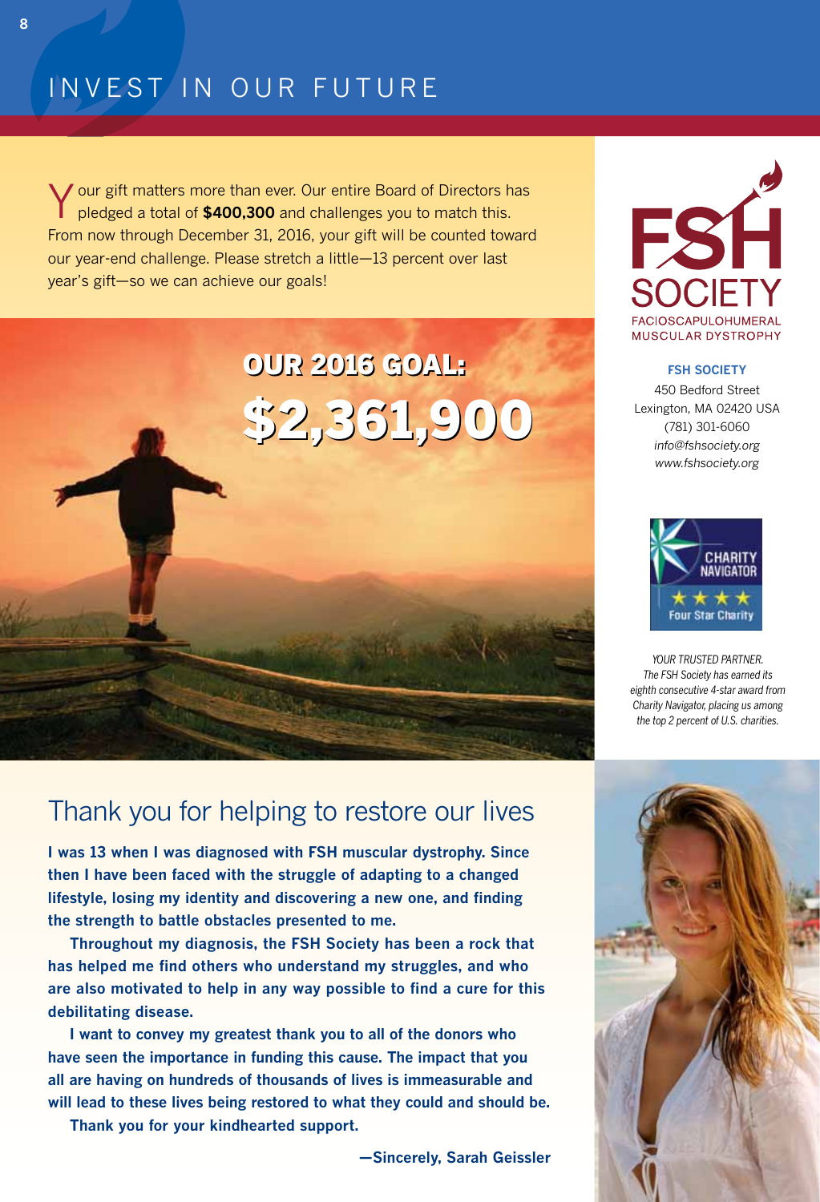# INVEST IN OUR FUTURE

Your gift matters more than ever. Our entire Board of Directors has pledged a total of **$400,300** and challenges you to match this. From now through December 31, 2016, your gift will be counted toward our year-end challenge. Please stretch a little—13 percent over last year's gift—so we can achieve our goals!

**OUR 2016 GOAL:**

**$2,361,900**

FSH SOCIETY
FACIOSCAPULOHUMERAL MUSCULAR DYSTROPHY

**FSH SOCIETY**
450 Bedford Street
Lexington, MA 02420 USA
(781) 301-6060
*info@fshsociety.org*
*www.fshsociety.org*

CHARITY NAVIGATOR
★★★★
Four Star Charity

*YOUR TRUSTED PARTNER. The FSH Society has earned its eighth consecutive 4-star award from Charity Navigator, placing us among the top 2 percent of U.S. charities.*

## Thank you for helping to restore our lives

**I was 13 when I was diagnosed with FSH muscular dystrophy. Since then I have been faced with the struggle of adapting to a changed lifestyle, losing my identity and discovering a new one, and finding the strength to battle obstacles presented to me.**

**Throughout my diagnosis, the FSH Society has been a rock that has helped me find others who understand my struggles, and who are also motivated to help in any way possible to find a cure for this debilitating disease.**

**I want to convey my greatest thank you to all of the donors who have seen the importance in funding this cause. The impact that you all are having on hundreds of thousands of lives is immeasurable and will lead to these lives being restored to what they could and should be.**

**Thank you for your kindhearted support.**

**—Sincerely, Sarah Geissler**